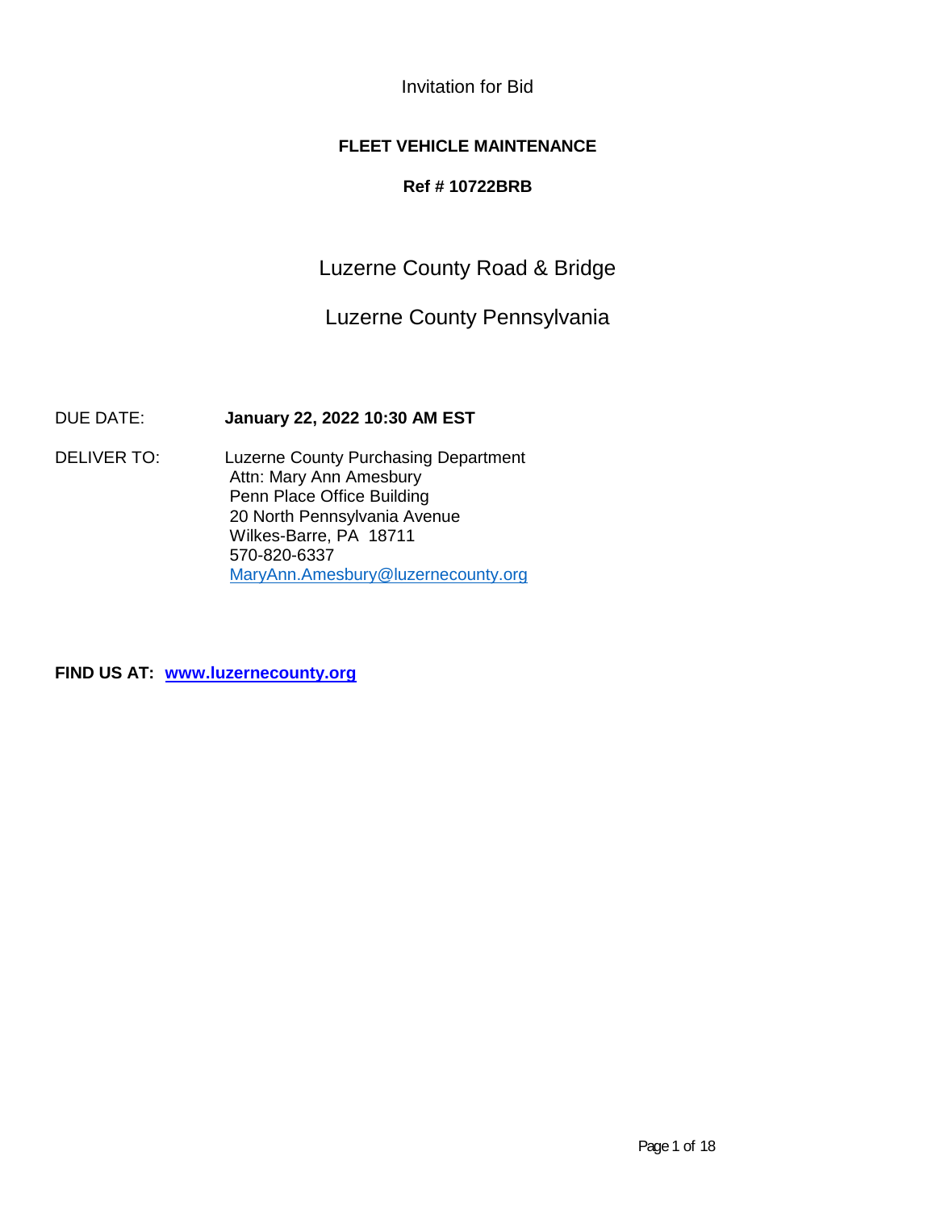Invitation for Bid

# FLEET VEHICLE MAINTENANCE

**Ref # 10722BRB**

## Luzerne County Road & Bridge

## Luzerne County Pennsylvania

DUE DATE: **January 22, 2022 10:30 AM EST**

DELIVER TO: Luzerne County Purchasing Department
Attn: Mary Ann Amesbury
Penn Place Office Building
20 North Pennsylvania Avenue
Wilkes-Barre, PA 18711
570-820-6337
MaryAnn.Amesbury@luzernecounty.org

**FIND US AT: www.luzernecounty.org**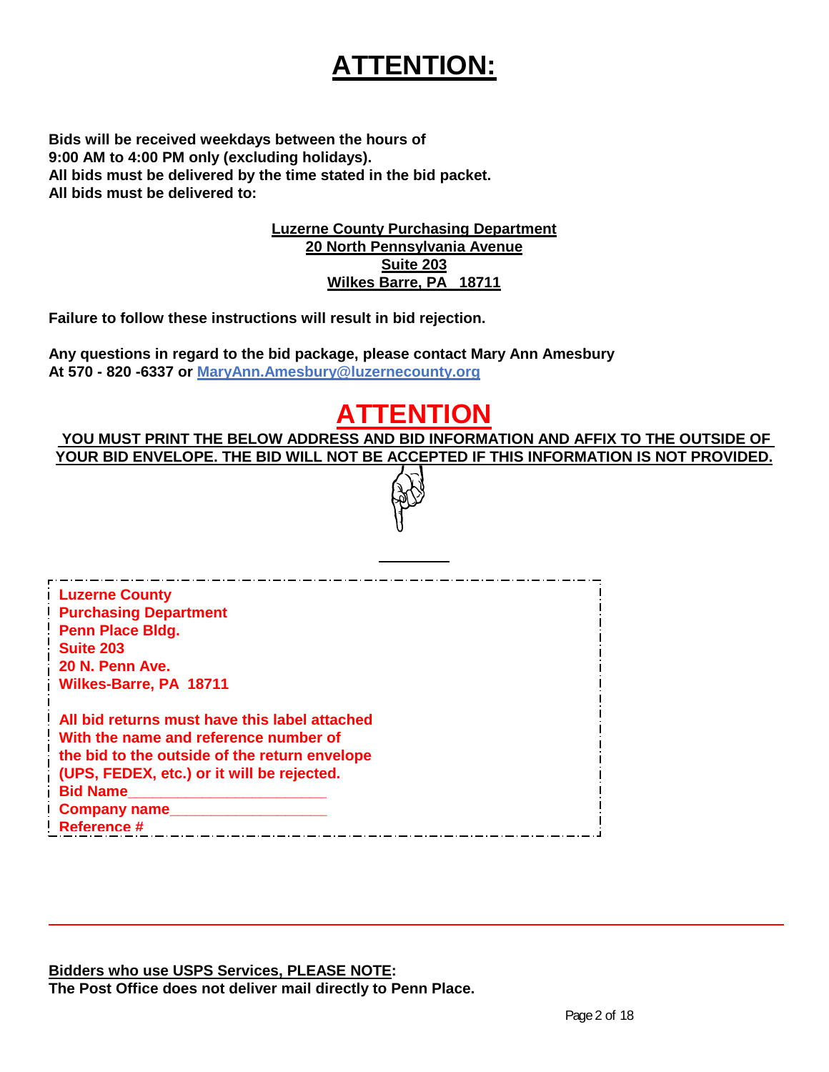# ATTENTION:

**Bids will be received weekdays between the hours of**
**9:00 AM to 4:00 PM only (excluding holidays).**
**All bids must be delivered by the time stated in the bid packet.**
**All bids must be delivered to:**

**Luzerne County Purchasing Department**
**20 North Pennsylvania Avenue**
**Suite 203**
**Wilkes Barre, PA 18711**

**Failure to follow these instructions will result in bid rejection.**

**Any questions in regard to the bid package, please contact Mary Ann Amesbury**
**At 570 - 820 -6337 or MaryAnn.Amesbury@luzernecounty.org**

# ATTENTION

**YOU MUST PRINT THE BELOW ADDRESS AND BID INFORMATION AND AFFIX TO THE OUTSIDE OF YOUR BID ENVELOPE. THE BID WILL NOT BE ACCEPTED IF THIS INFORMATION IS NOT PROVIDED.**

**Luzerne County**
**Purchasing Department**
**Penn Place Bldg.**
**Suite 203**
**20 N. Penn Ave.**
**Wilkes-Barre, PA 18711**

**All bid returns must have this label attached**
**With the name and reference number of**
**the bid to the outside of the return envelope**
**(UPS, FEDEX, etc.) or it will be rejected.**
**Bid Name_______________________**
**Company name__________________**
**Reference #**

**Bidders who use USPS Services, PLEASE NOTE:**
**The Post Office does not deliver mail directly to Penn Place.**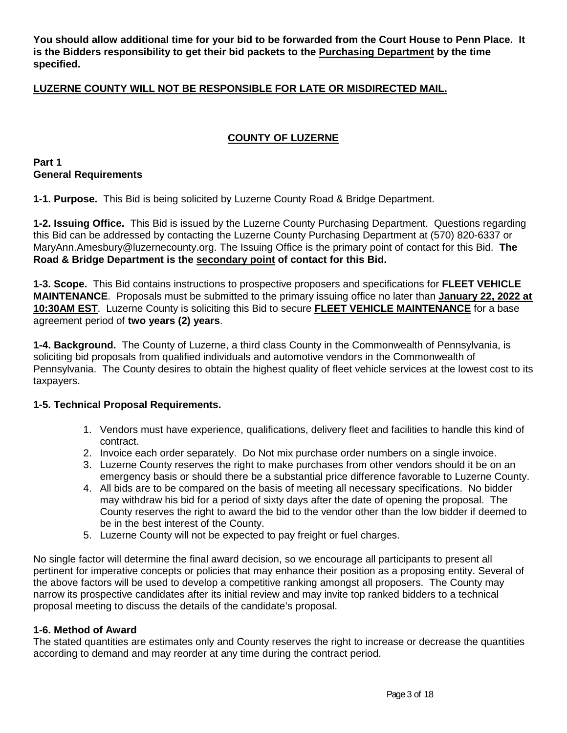**You should allow additional time for your bid to be forwarded from the Court House to Penn Place. It is the Bidders responsibility to get their bid packets to the Purchasing Department by the time specified.**

**LUZERNE COUNTY WILL NOT BE RESPONSIBLE FOR LATE OR MISDIRECTED MAIL.**

## COUNTY OF LUZERNE

### Part 1
### General Requirements

**1-1. Purpose.** This Bid is being solicited by Luzerne County Road & Bridge Department.

**1-2. Issuing Office.** This Bid is issued by the Luzerne County Purchasing Department. Questions regarding this Bid can be addressed by contacting the Luzerne County Purchasing Department at (570) 820-6337 or MaryAnn.Amesbury@luzernecounty.org. The Issuing Office is the primary point of contact for this Bid. **The Road & Bridge Department is the secondary point of contact for this Bid.**

**1-3. Scope.** This Bid contains instructions to prospective proposers and specifications for **FLEET VEHICLE MAINTENANCE**. Proposals must be submitted to the primary issuing office no later than **January 22, 2022 at 10:30AM EST**. Luzerne County is soliciting this Bid to secure **FLEET VEHICLE MAINTENANCE** for a base agreement period of **two years (2) years**.

**1-4. Background.** The County of Luzerne, a third class County in the Commonwealth of Pennsylvania, is soliciting bid proposals from qualified individuals and automotive vendors in the Commonwealth of Pennsylvania. The County desires to obtain the highest quality of fleet vehicle services at the lowest cost to its taxpayers.

**1-5. Technical Proposal Requirements.**

1. Vendors must have experience, qualifications, delivery fleet and facilities to handle this kind of contract.
2. Invoice each order separately. Do Not mix purchase order numbers on a single invoice.
3. Luzerne County reserves the right to make purchases from other vendors should it be on an emergency basis or should there be a substantial price difference favorable to Luzerne County.
4. All bids are to be compared on the basis of meeting all necessary specifications. No bidder may withdraw his bid for a period of sixty days after the date of opening the proposal. The County reserves the right to award the bid to the vendor other than the low bidder if deemed to be in the best interest of the County.
5. Luzerne County will not be expected to pay freight or fuel charges.

No single factor will determine the final award decision, so we encourage all participants to present all pertinent for imperative concepts or policies that may enhance their position as a proposing entity. Several of the above factors will be used to develop a competitive ranking amongst all proposers. The County may narrow its prospective candidates after its initial review and may invite top ranked bidders to a technical proposal meeting to discuss the details of the candidate's proposal.

**1-6. Method of Award**
The stated quantities are estimates only and County reserves the right to increase or decrease the quantities according to demand and may reorder at any time during the contract period.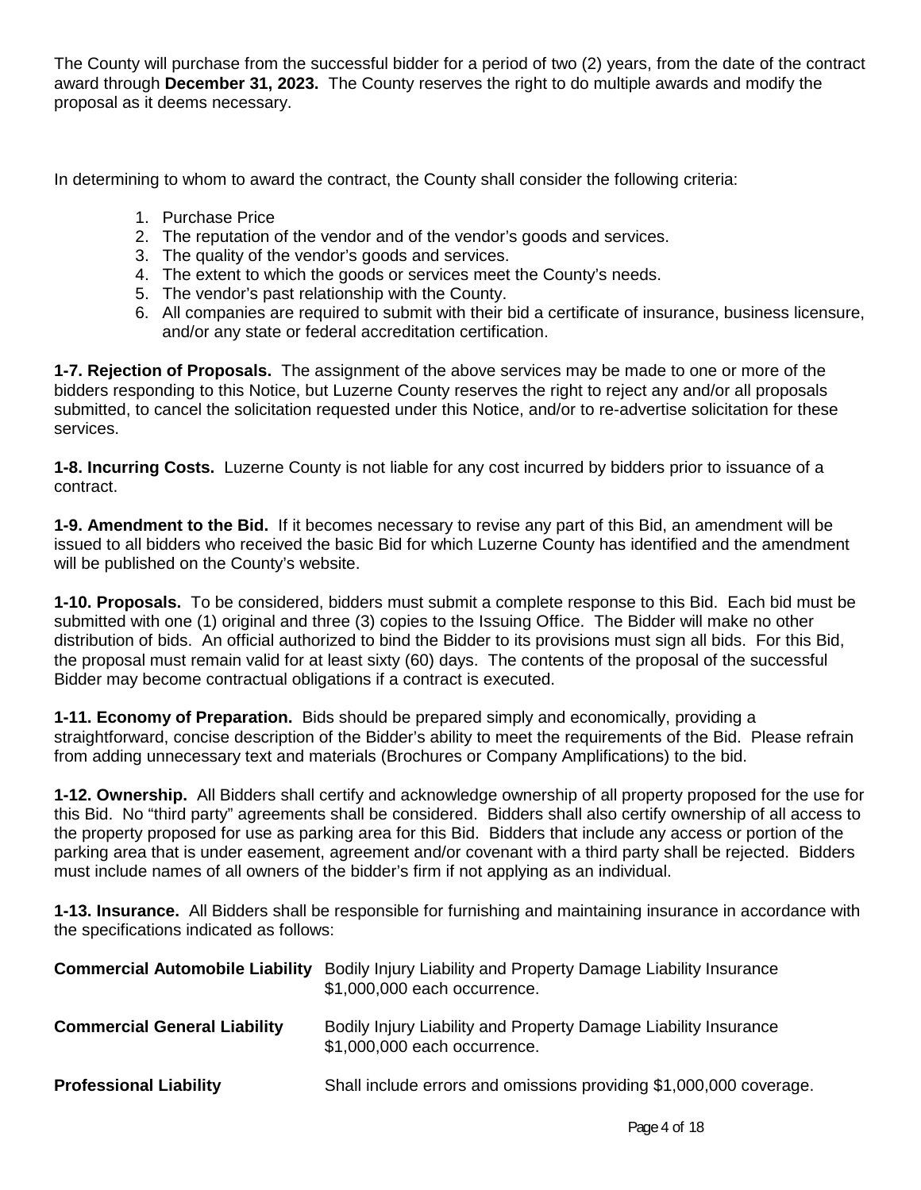The County will purchase from the successful bidder for a period of two (2) years, from the date of the contract award through **December 31, 2023.** The County reserves the right to do multiple awards and modify the proposal as it deems necessary.

In determining to whom to award the contract, the County shall consider the following criteria:

1. Purchase Price
2. The reputation of the vendor and of the vendor's goods and services.
3. The quality of the vendor's goods and services.
4. The extent to which the goods or services meet the County's needs.
5. The vendor's past relationship with the County.
6. All companies are required to submit with their bid a certificate of insurance, business licensure, and/or any state or federal accreditation certification.

**1-7. Rejection of Proposals.** The assignment of the above services may be made to one or more of the bidders responding to this Notice, but Luzerne County reserves the right to reject any and/or all proposals submitted, to cancel the solicitation requested under this Notice, and/or to re-advertise solicitation for these services.

**1-8. Incurring Costs.** Luzerne County is not liable for any cost incurred by bidders prior to issuance of a contract.

**1-9. Amendment to the Bid.** If it becomes necessary to revise any part of this Bid, an amendment will be issued to all bidders who received the basic Bid for which Luzerne County has identified and the amendment will be published on the County's website.

**1-10. Proposals.** To be considered, bidders must submit a complete response to this Bid. Each bid must be submitted with one (1) original and three (3) copies to the Issuing Office. The Bidder will make no other distribution of bids. An official authorized to bind the Bidder to its provisions must sign all bids. For this Bid, the proposal must remain valid for at least sixty (60) days. The contents of the proposal of the successful Bidder may become contractual obligations if a contract is executed.

**1-11. Economy of Preparation.** Bids should be prepared simply and economically, providing a straightforward, concise description of the Bidder's ability to meet the requirements of the Bid. Please refrain from adding unnecessary text and materials (Brochures or Company Amplifications) to the bid.

**1-12. Ownership.** All Bidders shall certify and acknowledge ownership of all property proposed for the use for this Bid. No "third party" agreements shall be considered. Bidders shall also certify ownership of all access to the property proposed for use as parking area for this Bid. Bidders that include any access or portion of the parking area that is under easement, agreement and/or covenant with a third party shall be rejected. Bidders must include names of all owners of the bidder's firm if not applying as an individual.

**1-13. Insurance.** All Bidders shall be responsible for furnishing and maintaining insurance in accordance with the specifications indicated as follows:

| | |
|---|---|
| **Commercial Automobile Liability** | Bodily Injury Liability and Property Damage Liability Insurance $1,000,000 each occurrence. |
| **Commercial General Liability** | Bodily Injury Liability and Property Damage Liability Insurance $1,000,000 each occurrence. |
| **Professional Liability** | Shall include errors and omissions providing $1,000,000 coverage. |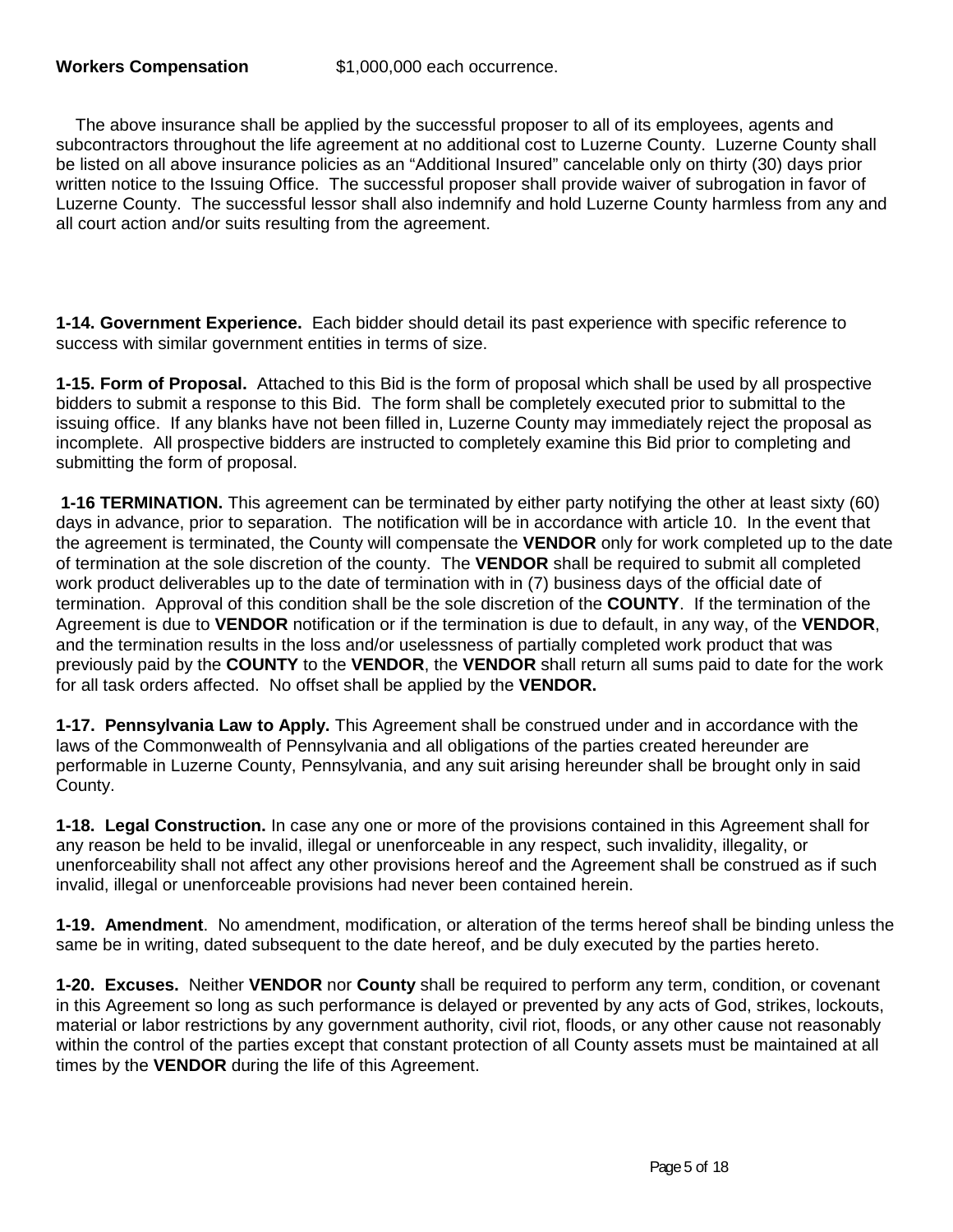**Workers Compensation** $1,000,000 each occurrence.

The above insurance shall be applied by the successful proposer to all of its employees, agents and subcontractors throughout the life agreement at no additional cost to Luzerne County. Luzerne County shall be listed on all above insurance policies as an "Additional Insured" cancelable only on thirty (30) days prior written notice to the Issuing Office. The successful proposer shall provide waiver of subrogation in favor of Luzerne County. The successful lessor shall also indemnify and hold Luzerne County harmless from any and all court action and/or suits resulting from the agreement.

**1-14. Government Experience.** Each bidder should detail its past experience with specific reference to success with similar government entities in terms of size.

**1-15. Form of Proposal.** Attached to this Bid is the form of proposal which shall be used by all prospective bidders to submit a response to this Bid. The form shall be completely executed prior to submittal to the issuing office. If any blanks have not been filled in, Luzerne County may immediately reject the proposal as incomplete. All prospective bidders are instructed to completely examine this Bid prior to completing and submitting the form of proposal.

**1-16 TERMINATION.** This agreement can be terminated by either party notifying the other at least sixty (60) days in advance, prior to separation. The notification will be in accordance with article 10. In the event that the agreement is terminated, the County will compensate the **VENDOR** only for work completed up to the date of termination at the sole discretion of the county. The **VENDOR** shall be required to submit all completed work product deliverables up to the date of termination with in (7) business days of the official date of termination. Approval of this condition shall be the sole discretion of the **COUNTY**. If the termination of the Agreement is due to **VENDOR** notification or if the termination is due to default, in any way, of the **VENDOR**, and the termination results in the loss and/or uselessness of partially completed work product that was previously paid by the **COUNTY** to the **VENDOR**, the **VENDOR** shall return all sums paid to date for the work for all task orders affected. No offset shall be applied by the **VENDOR.**

**1-17. Pennsylvania Law to Apply.** This Agreement shall be construed under and in accordance with the laws of the Commonwealth of Pennsylvania and all obligations of the parties created hereunder are performable in Luzerne County, Pennsylvania, and any suit arising hereunder shall be brought only in said County.

**1-18. Legal Construction.** In case any one or more of the provisions contained in this Agreement shall for any reason be held to be invalid, illegal or unenforceable in any respect, such invalidity, illegality, or unenforceability shall not affect any other provisions hereof and the Agreement shall be construed as if such invalid, illegal or unenforceable provisions had never been contained herein.

**1-19. Amendment**. No amendment, modification, or alteration of the terms hereof shall be binding unless the same be in writing, dated subsequent to the date hereof, and be duly executed by the parties hereto.

**1-20. Excuses.** Neither **VENDOR** nor **County** shall be required to perform any term, condition, or covenant in this Agreement so long as such performance is delayed or prevented by any acts of God, strikes, lockouts, material or labor restrictions by any government authority, civil riot, floods, or any other cause not reasonably within the control of the parties except that constant protection of all County assets must be maintained at all times by the **VENDOR** during the life of this Agreement.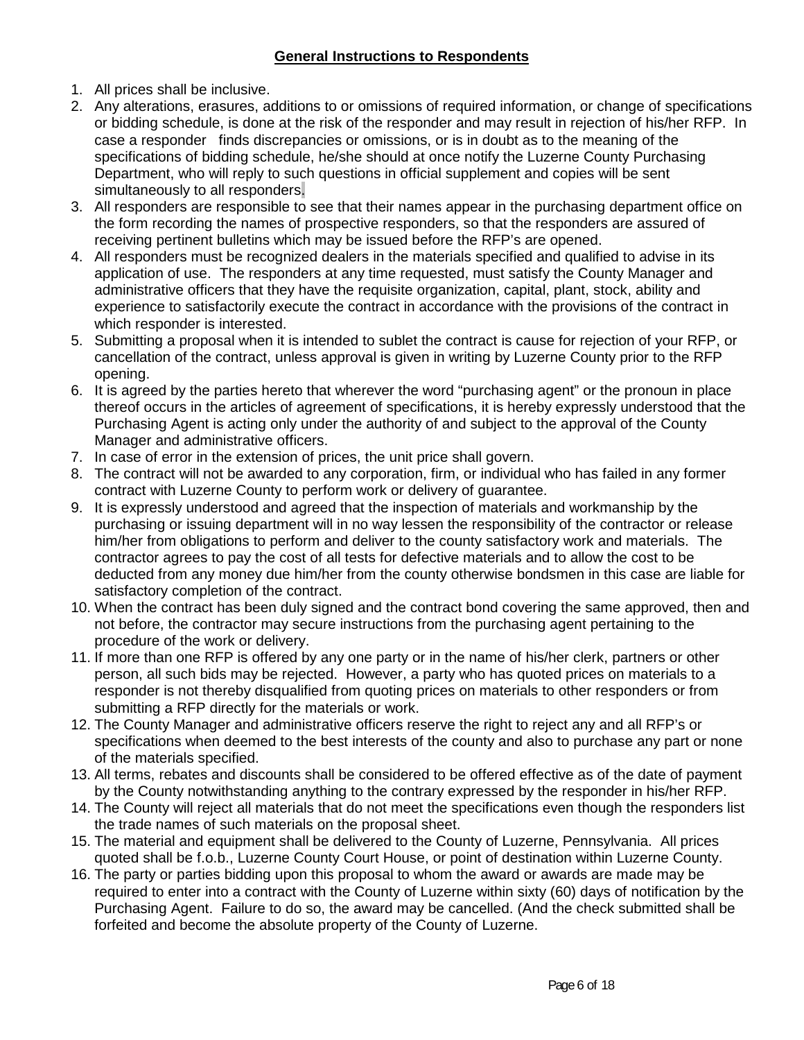## **General Instructions to Respondents**

1. All prices shall be inclusive.
2. Any alterations, erasures, additions to or omissions of required information, or change of specifications or bidding schedule, is done at the risk of the responder and may result in rejection of his/her RFP. In case a responder finds discrepancies or omissions, or is in doubt as to the meaning of the specifications of bidding schedule, he/she should at once notify the Luzerne County Purchasing Department, who will reply to such questions in official supplement and copies will be sent simultaneously to all responders.
3. All responders are responsible to see that their names appear in the purchasing department office on the form recording the names of prospective responders, so that the responders are assured of receiving pertinent bulletins which may be issued before the RFP's are opened.
4. All responders must be recognized dealers in the materials specified and qualified to advise in its application of use. The responders at any time requested, must satisfy the County Manager and administrative officers that they have the requisite organization, capital, plant, stock, ability and experience to satisfactorily execute the contract in accordance with the provisions of the contract in which responder is interested.
5. Submitting a proposal when it is intended to sublet the contract is cause for rejection of your RFP, or cancellation of the contract, unless approval is given in writing by Luzerne County prior to the RFP opening.
6. It is agreed by the parties hereto that wherever the word "purchasing agent" or the pronoun in place thereof occurs in the articles of agreement of specifications, it is hereby expressly understood that the Purchasing Agent is acting only under the authority of and subject to the approval of the County Manager and administrative officers.
7. In case of error in the extension of prices, the unit price shall govern.
8. The contract will not be awarded to any corporation, firm, or individual who has failed in any former contract with Luzerne County to perform work or delivery of guarantee.
9. It is expressly understood and agreed that the inspection of materials and workmanship by the purchasing or issuing department will in no way lessen the responsibility of the contractor or release him/her from obligations to perform and deliver to the county satisfactory work and materials. The contractor agrees to pay the cost of all tests for defective materials and to allow the cost to be deducted from any money due him/her from the county otherwise bondsmen in this case are liable for satisfactory completion of the contract.
10. When the contract has been duly signed and the contract bond covering the same approved, then and not before, the contractor may secure instructions from the purchasing agent pertaining to the procedure of the work or delivery.
11. If more than one RFP is offered by any one party or in the name of his/her clerk, partners or other person, all such bids may be rejected. However, a party who has quoted prices on materials to a responder is not thereby disqualified from quoting prices on materials to other responders or from submitting a RFP directly for the materials or work.
12. The County Manager and administrative officers reserve the right to reject any and all RFP's or specifications when deemed to the best interests of the county and also to purchase any part or none of the materials specified.
13. All terms, rebates and discounts shall be considered to be offered effective as of the date of payment by the County notwithstanding anything to the contrary expressed by the responder in his/her RFP.
14. The County will reject all materials that do not meet the specifications even though the responders list the trade names of such materials on the proposal sheet.
15. The material and equipment shall be delivered to the County of Luzerne, Pennsylvania. All prices quoted shall be f.o.b., Luzerne County Court House, or point of destination within Luzerne County.
16. The party or parties bidding upon this proposal to whom the award or awards are made may be required to enter into a contract with the County of Luzerne within sixty (60) days of notification by the Purchasing Agent. Failure to do so, the award may be cancelled. (And the check submitted shall be forfeited and become the absolute property of the County of Luzerne.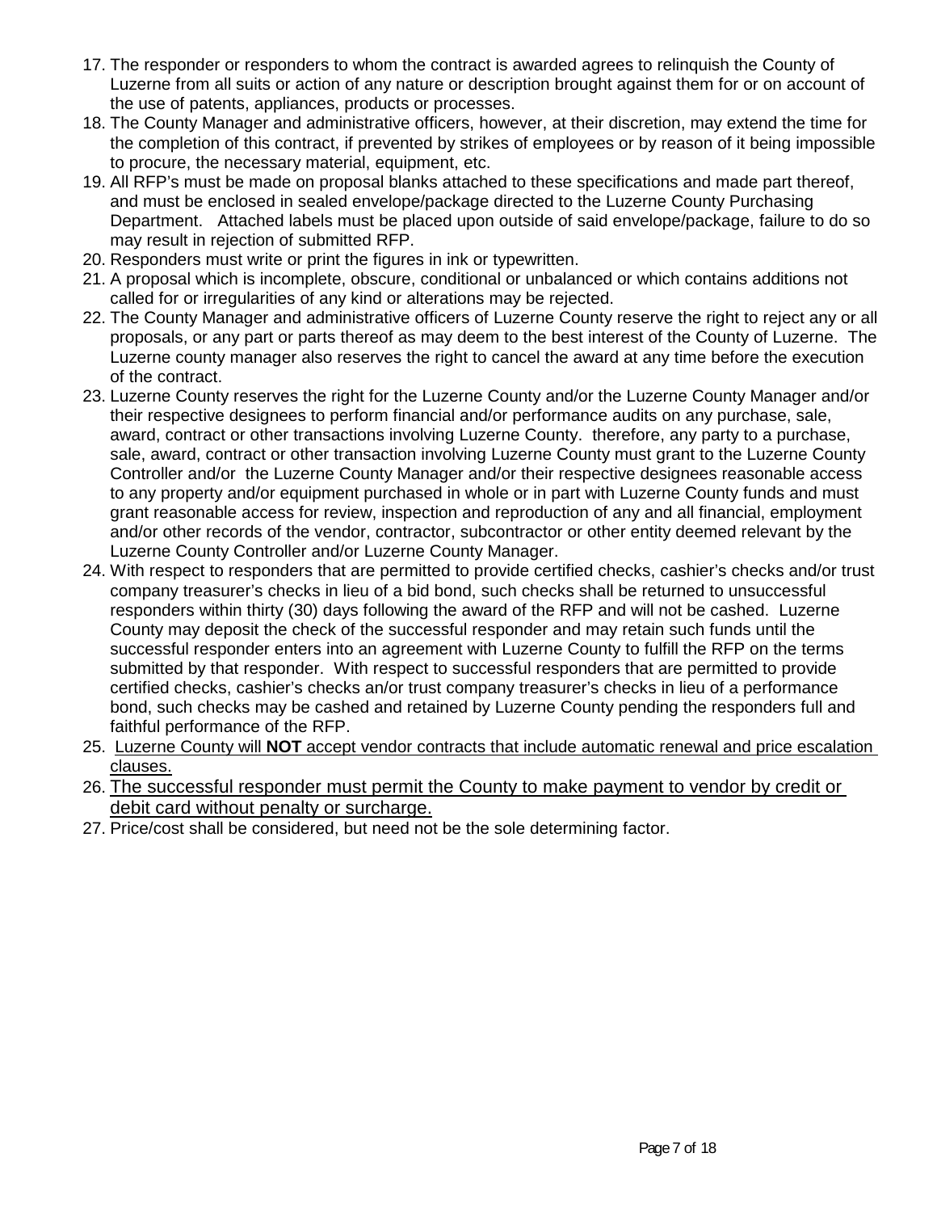17. The responder or responders to whom the contract is awarded agrees to relinquish the County of Luzerne from all suits or action of any nature or description brought against them for or on account of the use of patents, appliances, products or processes.
18. The County Manager and administrative officers, however, at their discretion, may extend the time for the completion of this contract, if prevented by strikes of employees or by reason of it being impossible to procure, the necessary material, equipment, etc.
19. All RFP's must be made on proposal blanks attached to these specifications and made part thereof, and must be enclosed in sealed envelope/package directed to the Luzerne County Purchasing Department. Attached labels must be placed upon outside of said envelope/package, failure to do so may result in rejection of submitted RFP.
20. Responders must write or print the figures in ink or typewritten.
21. A proposal which is incomplete, obscure, conditional or unbalanced or which contains additions not called for or irregularities of any kind or alterations may be rejected.
22. The County Manager and administrative officers of Luzerne County reserve the right to reject any or all proposals, or any part or parts thereof as may deem to the best interest of the County of Luzerne. The Luzerne county manager also reserves the right to cancel the award at any time before the execution of the contract.
23. Luzerne County reserves the right for the Luzerne County and/or the Luzerne County Manager and/or their respective designees to perform financial and/or performance audits on any purchase, sale, award, contract or other transactions involving Luzerne County. therefore, any party to a purchase, sale, award, contract or other transaction involving Luzerne County must grant to the Luzerne County Controller and/or the Luzerne County Manager and/or their respective designees reasonable access to any property and/or equipment purchased in whole or in part with Luzerne County funds and must grant reasonable access for review, inspection and reproduction of any and all financial, employment and/or other records of the vendor, contractor, subcontractor or other entity deemed relevant by the Luzerne County Controller and/or Luzerne County Manager.
24. With respect to responders that are permitted to provide certified checks, cashier's checks and/or trust company treasurer's checks in lieu of a bid bond, such checks shall be returned to unsuccessful responders within thirty (30) days following the award of the RFP and will not be cashed. Luzerne County may deposit the check of the successful responder and may retain such funds until the successful responder enters into an agreement with Luzerne County to fulfill the RFP on the terms submitted by that responder. With respect to successful responders that are permitted to provide certified checks, cashier's checks an/or trust company treasurer's checks in lieu of a performance bond, such checks may be cashed and retained by Luzerne County pending the responders full and faithful performance of the RFP.
25. Luzerne County will **NOT** accept vendor contracts that include automatic renewal and price escalation clauses.
26. The successful responder must permit the County to make payment to vendor by credit or debit card without penalty or surcharge.
27. Price/cost shall be considered, but need not be the sole determining factor.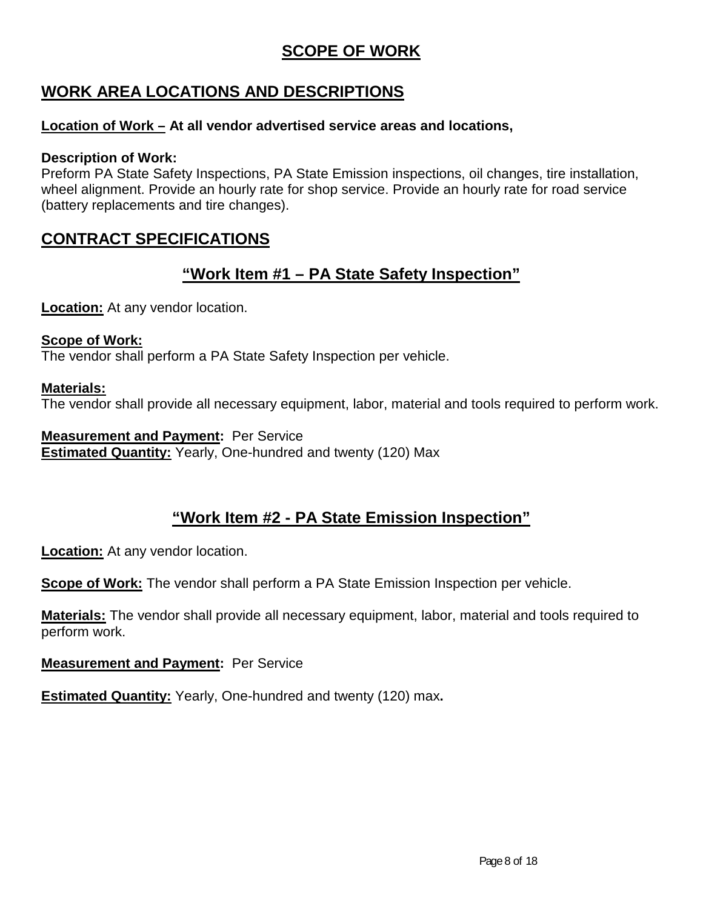# SCOPE OF WORK

## WORK AREA LOCATIONS AND DESCRIPTIONS

**Location of Work – At all vendor advertised service areas and locations,**

**Description of Work:**
Preform PA State Safety Inspections, PA State Emission inspections, oil changes, tire installation, wheel alignment. Provide an hourly rate for shop service. Provide an hourly rate for road service (battery replacements and tire changes).

## CONTRACT SPECIFICATIONS

### "Work Item #1 – PA State Safety Inspection"

**Location:** At any vendor location.

**Scope of Work:**
The vendor shall perform a PA State Safety Inspection per vehicle.

**Materials:**
The vendor shall provide all necessary equipment, labor, material and tools required to perform work.

**Measurement and Payment:** Per Service
**Estimated Quantity:** Yearly, One-hundred and twenty (120) Max

### "Work Item #2 - PA State Emission Inspection"

**Location:** At any vendor location.

**Scope of Work:** The vendor shall perform a PA State Emission Inspection per vehicle.

**Materials:** The vendor shall provide all necessary equipment, labor, material and tools required to perform work.

**Measurement and Payment:** Per Service

**Estimated Quantity:** Yearly, One-hundred and twenty (120) max**.**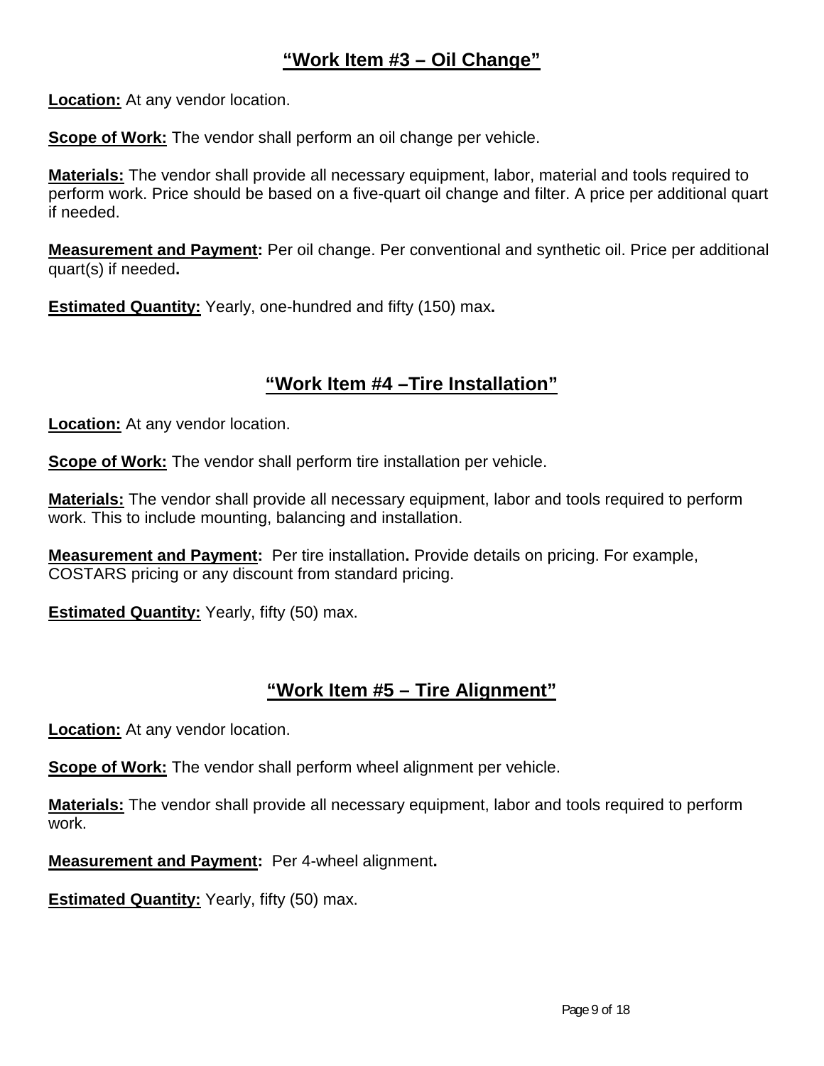## "Work Item #3 – Oil Change"

**Location:** At any vendor location.

**Scope of Work:** The vendor shall perform an oil change per vehicle.

**Materials:** The vendor shall provide all necessary equipment, labor, material and tools required to perform work. Price should be based on a five-quart oil change and filter. A price per additional quart if needed.

**Measurement and Payment:** Per oil change. Per conventional and synthetic oil. Price per additional quart(s) if needed**.**

**Estimated Quantity:** Yearly, one-hundred and fifty (150) max**.**

## "Work Item #4 –Tire Installation"

**Location:** At any vendor location.

**Scope of Work:** The vendor shall perform tire installation per vehicle.

**Materials:** The vendor shall provide all necessary equipment, labor and tools required to perform work. This to include mounting, balancing and installation.

**Measurement and Payment:** Per tire installation**.** Provide details on pricing. For example, COSTARS pricing or any discount from standard pricing.

**Estimated Quantity:** Yearly, fifty (50) max.

## "Work Item #5 – Tire Alignment"

**Location:** At any vendor location.

**Scope of Work:** The vendor shall perform wheel alignment per vehicle.

**Materials:** The vendor shall provide all necessary equipment, labor and tools required to perform work.

**Measurement and Payment:** Per 4-wheel alignment**.**

**Estimated Quantity:** Yearly, fifty (50) max.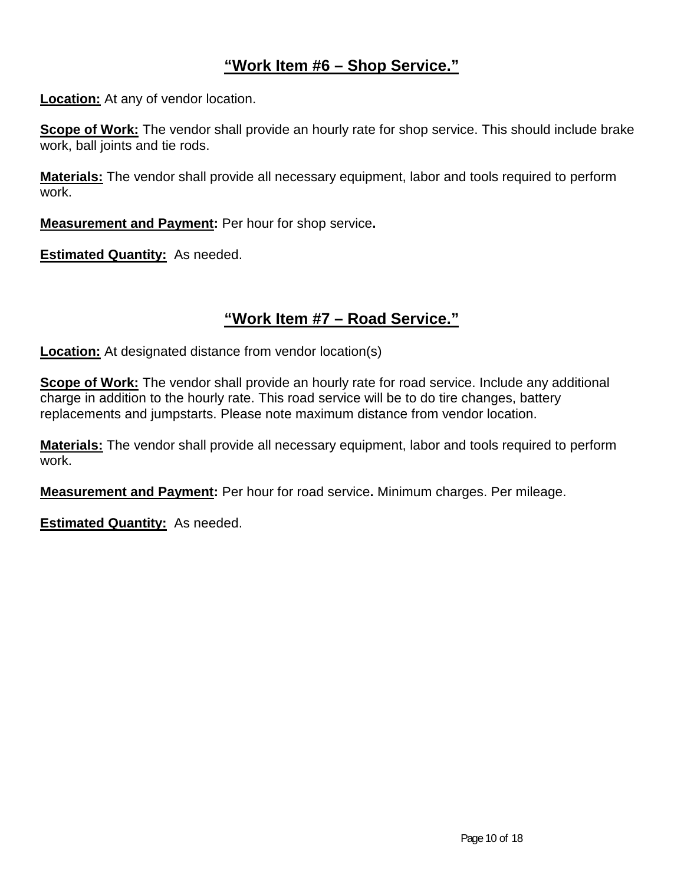## **“Work Item #6 – Shop Service.”**

**Location:** At any of vendor location.

**Scope of Work:** The vendor shall provide an hourly rate for shop service. This should include brake work, ball joints and tie rods.

**Materials:** The vendor shall provide all necessary equipment, labor and tools required to perform work.

**Measurement and Payment:** Per hour for shop service**.**

**Estimated Quantity:** As needed.

## **“Work Item #7 – Road Service.”**

**Location:** At designated distance from vendor location(s)

**Scope of Work:** The vendor shall provide an hourly rate for road service. Include any additional charge in addition to the hourly rate. This road service will be to do tire changes, battery replacements and jumpstarts. Please note maximum distance from vendor location.

**Materials:** The vendor shall provide all necessary equipment, labor and tools required to perform work.

**Measurement and Payment:** Per hour for road service**.** Minimum charges. Per mileage.

**Estimated Quantity:** As needed.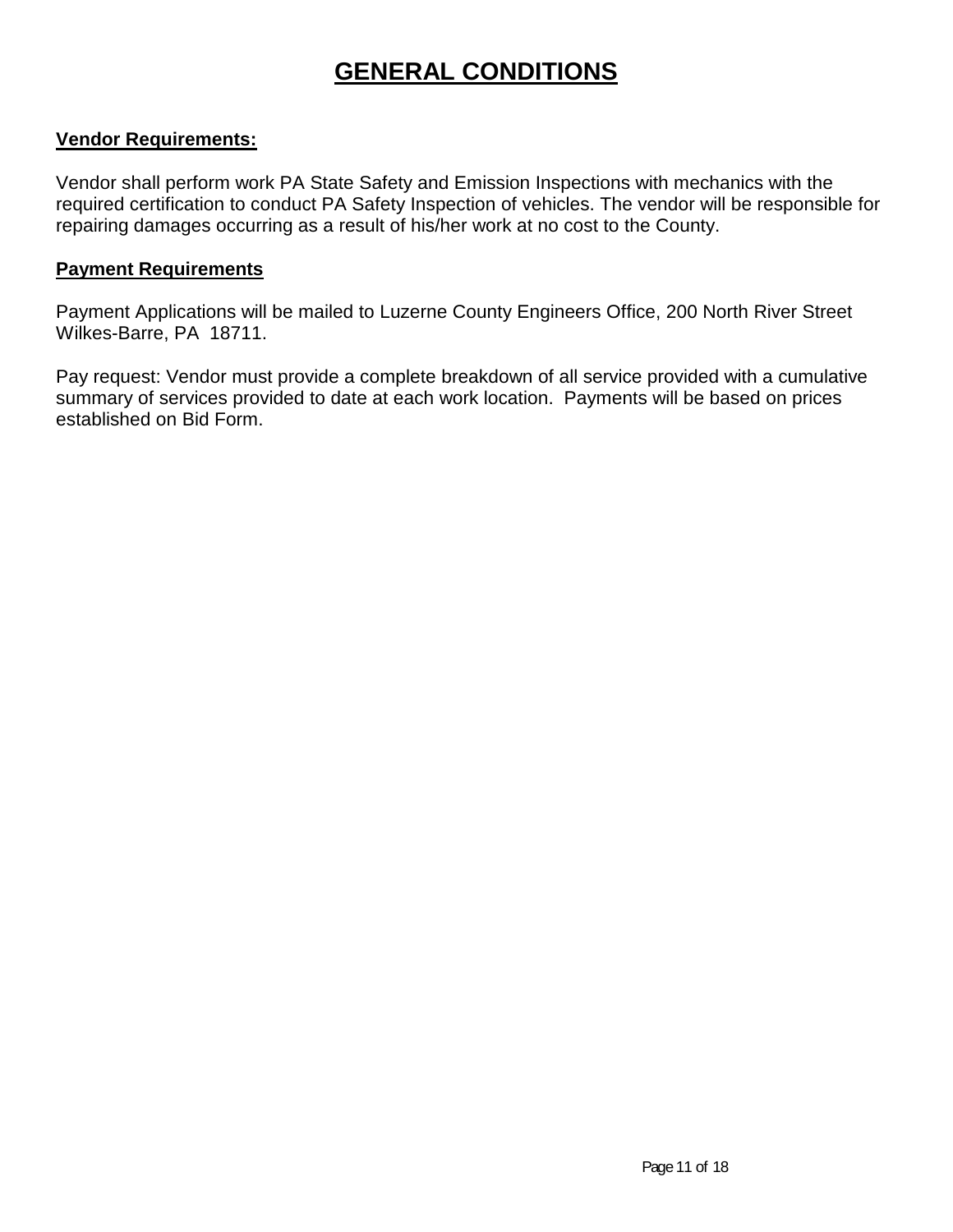# GENERAL CONDITIONS

**Vendor Requirements:**

Vendor shall perform work PA State Safety and Emission Inspections with mechanics with the required certification to conduct PA Safety Inspection of vehicles. The vendor will be responsible for repairing damages occurring as a result of his/her work at no cost to the County.

**Payment Requirements**

Payment Applications will be mailed to Luzerne County Engineers Office, 200 North River Street Wilkes-Barre, PA 18711.

Pay request: Vendor must provide a complete breakdown of all service provided with a cumulative summary of services provided to date at each work location. Payments will be based on prices established on Bid Form.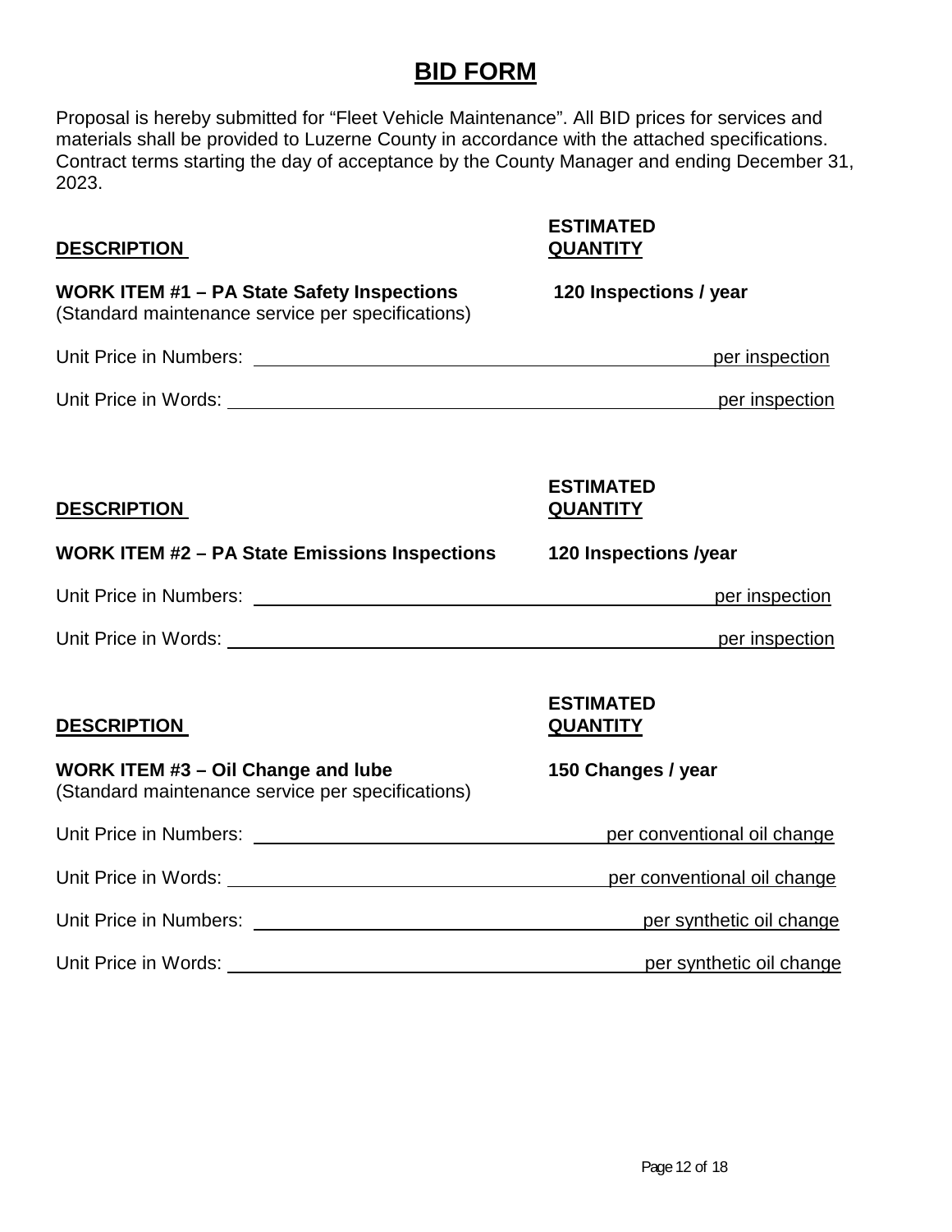# BID FORM

Proposal is hereby submitted for “Fleet Vehicle Maintenance”. All BID prices for services and materials shall be provided to Luzerne County in accordance with the attached specifications. Contract terms starting the day of acceptance by the County Manager and ending December 31, 2023.

| DESCRIPTION | ESTIMATED QUANTITY |
|---|---|
| **WORK ITEM #1 – PA State Safety Inspections** (Standard maintenance service per specifications) | **120 Inspections / year** |

Unit Price in Numbers: ______________________________ per inspection

Unit Price in Words: ______________________________ per inspection

| DESCRIPTION | ESTIMATED QUANTITY |
|---|---|
| **WORK ITEM #2 – PA State Emissions Inspections** | **120 Inspections /year** |

Unit Price in Numbers: ______________________________ per inspection

Unit Price in Words: ______________________________ per inspection

| DESCRIPTION | ESTIMATED QUANTITY |
|---|---|
| **WORK ITEM #3 – Oil Change and lube** (Standard maintenance service per specifications) | **150 Changes / year** |

Unit Price in Numbers: ______________________________ per conventional oil change

Unit Price in Words: ______________________________ per conventional oil change

Unit Price in Numbers: ______________________________ per synthetic oil change

Unit Price in Words: ______________________________ per synthetic oil change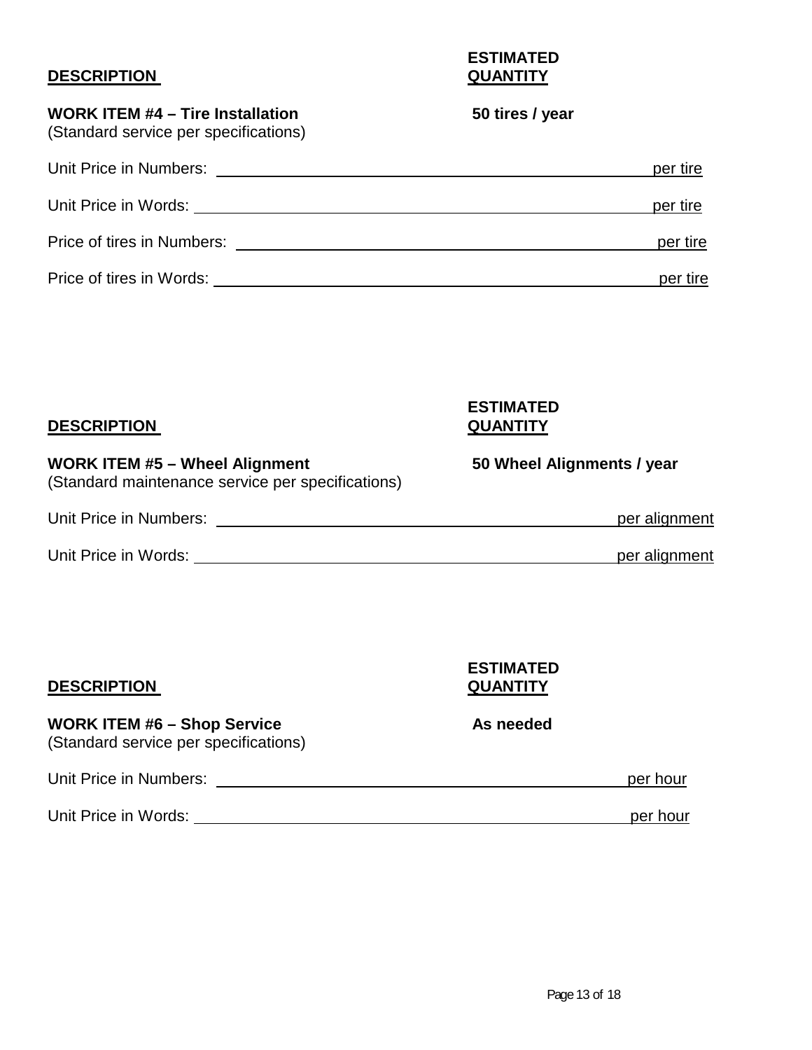| **DESCRIPTION** | **ESTIMATED QUANTITY** |
| --- | --- |
| **WORK ITEM #4 – Tire Installation**<br>(Standard service per specifications) | **50 tires / year** |

Unit Price in Numbers: ______________________________ per tire

Unit Price in Words: ______________________________ per tire

Price of tires in Numbers: ______________________________ per tire

Price of tires in Words: ______________________________ per tire

| **DESCRIPTION** | **ESTIMATED QUANTITY** |
| --- | --- |
| **WORK ITEM #5 – Wheel Alignment**<br>(Standard maintenance service per specifications) | **50 Wheel Alignments / year** |

Unit Price in Numbers: ______________________________ per alignment

Unit Price in Words: ______________________________ per alignment

| **DESCRIPTION** | **ESTIMATED QUANTITY** |
| --- | --- |
| **WORK ITEM #6 – Shop Service**<br>(Standard service per specifications) | **As needed** |

Unit Price in Numbers: ______________________________ per hour

Unit Price in Words: ______________________________ per hour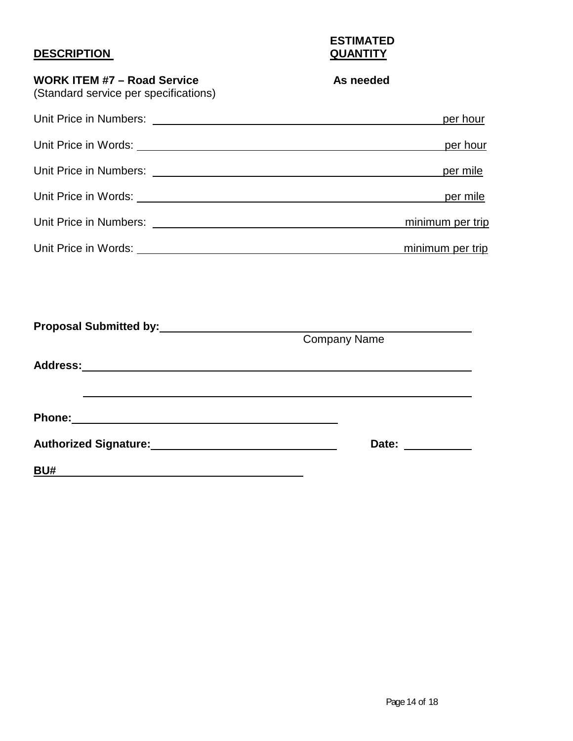| **DESCRIPTION** | **ESTIMATED QUANTITY** |
| --- | --- |
| **WORK ITEM #7 – Road Service**<br>(Standard service per specifications) | **As needed** |

Unit Price in Numbers: ______________________________ per hour

Unit Price in Words: ______________________________ per hour

Unit Price in Numbers: ______________________________ per mile

Unit Price in Words: ______________________________ per mile

Unit Price in Numbers: ______________________________ minimum per trip

Unit Price in Words: ______________________________ minimum per trip

**Proposal Submitted by:** ______________________________
Company Name

**Address:** ______________________________

______________________________

**Phone:** ______________________________

**Authorized Signature:** ______________________________ **Date:** __________

**BU#** ______________________________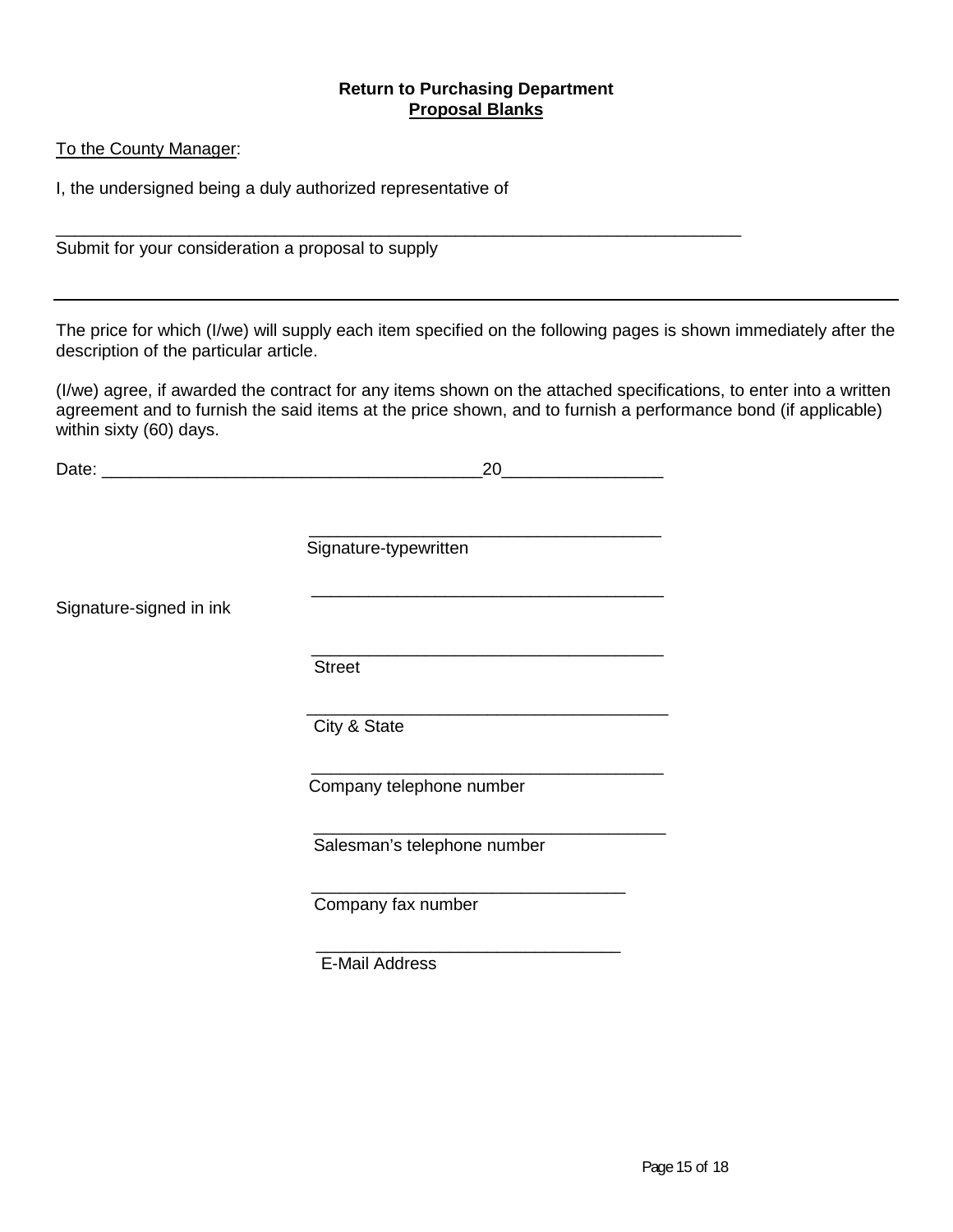**Return to Purchasing Department**
**Proposal Blanks**

To the County Manager:

I, the undersigned being a duly authorized representative of

\_\_\_\_\_\_\_\_\_\_\_\_\_\_\_\_\_\_\_\_\_\_\_\_\_\_\_\_\_\_\_\_\_\_\_\_\_\_\_\_\_\_\_\_\_\_\_\_\_\_\_\_\_\_\_\_\_\_\_\_\_\_\_\_\_\_\_\_\_\_\_\_\_\_

Submit for your consideration a proposal to supply

\_\_\_\_\_\_\_\_\_\_\_\_\_\_\_\_\_\_\_\_\_\_\_\_\_\_\_\_\_\_\_\_\_\_\_\_\_\_\_\_\_\_\_\_\_\_\_\_\_\_\_\_\_\_\_\_\_\_\_\_\_\_\_\_\_\_\_\_\_\_\_\_\_\_

The price for which (I/we) will supply each item specified on the following pages is shown immediately after the description of the particular article.

(I/we) agree, if awarded the contract for any items shown on the attached specifications, to enter into a written agreement and to furnish the said items at the price shown, and to furnish a performance bond (if applicable) within sixty (60) days.

Date: \_\_\_\_\_\_\_\_\_\_\_\_\_\_\_\_\_\_\_\_\_\_\_\_\_\_\_\_\_\_\_\_\_\_\_\_\_\_\_\_20\_\_\_\_\_\_\_\_\_\_\_\_\_\_\_\_\_

\_\_\_\_\_\_\_\_\_\_\_\_\_\_\_\_\_\_\_\_\_\_\_\_\_\_\_\_\_\_\_\_\_\_\_\_\_\_\_
Signature-typewritten

Signature-signed in ink \_\_\_\_\_\_\_\_\_\_\_\_\_\_\_\_\_\_\_\_\_\_\_\_\_\_\_\_\_\_\_\_\_\_\_\_\_\_\_

\_\_\_\_\_\_\_\_\_\_\_\_\_\_\_\_\_\_\_\_\_\_\_\_\_\_\_\_\_\_\_\_\_\_\_\_\_\_\_
Street

\_\_\_\_\_\_\_\_\_\_\_\_\_\_\_\_\_\_\_\_\_\_\_\_\_\_\_\_\_\_\_\_\_\_\_\_\_\_\_
City & State

\_\_\_\_\_\_\_\_\_\_\_\_\_\_\_\_\_\_\_\_\_\_\_\_\_\_\_\_\_\_\_\_\_\_\_\_\_\_\_
Company telephone number

\_\_\_\_\_\_\_\_\_\_\_\_\_\_\_\_\_\_\_\_\_\_\_\_\_\_\_\_\_\_\_\_\_\_\_\_\_\_\_
Salesman's telephone number

\_\_\_\_\_\_\_\_\_\_\_\_\_\_\_\_\_\_\_\_\_\_\_\_\_\_\_\_\_\_\_\_\_\_
Company fax number

\_\_\_\_\_\_\_\_\_\_\_\_\_\_\_\_\_\_\_\_\_\_\_\_\_\_\_\_\_\_\_\_\_
E-Mail Address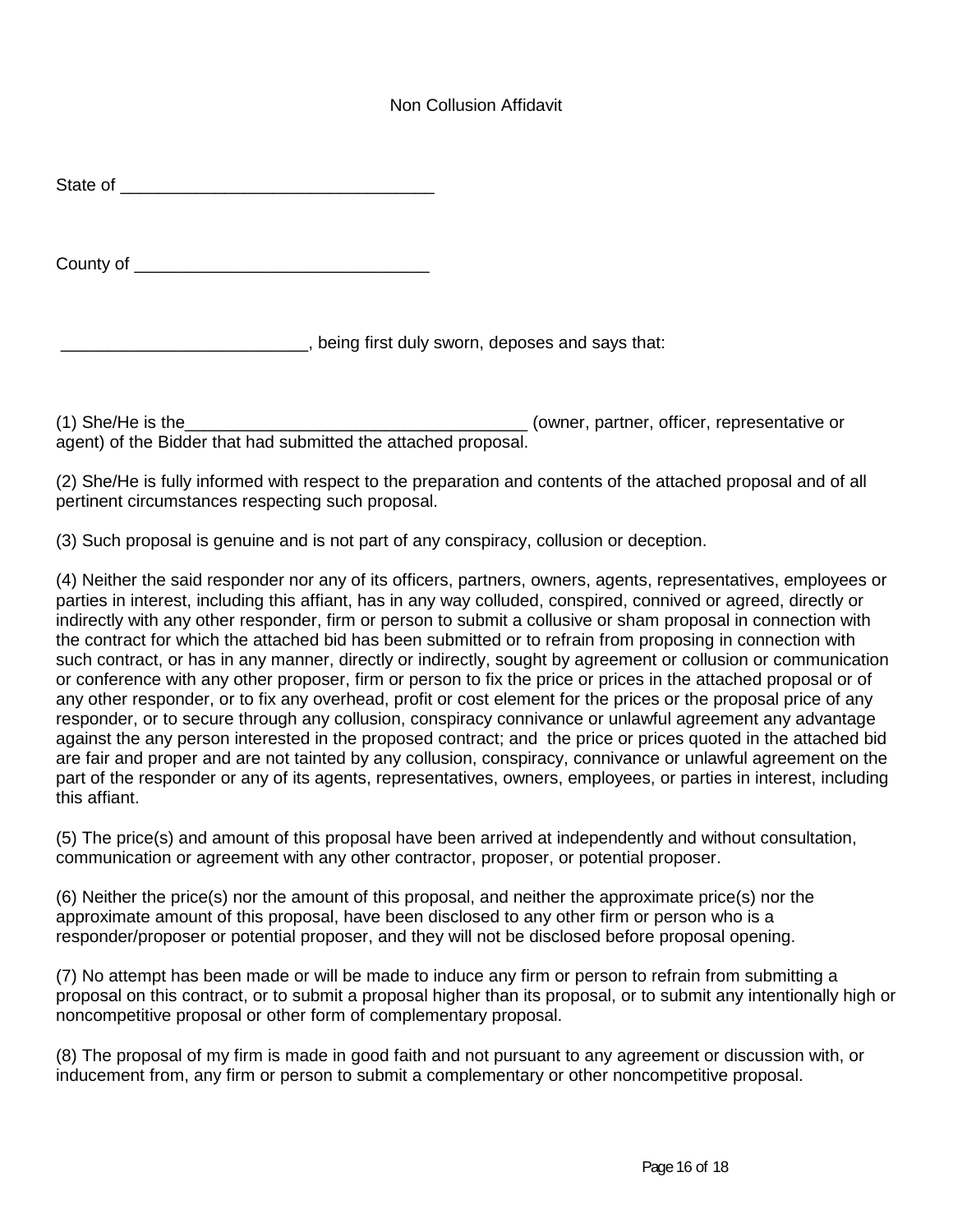# Non Collusion Affidavit

State of ________________________________

County of ______________________________

__________________________, being first duly sworn, deposes and says that:

(1) She/He is the____________________________________ (owner, partner, officer, representative or agent) of the Bidder that had submitted the attached proposal.

(2) She/He is fully informed with respect to the preparation and contents of the attached proposal and of all pertinent circumstances respecting such proposal.

(3) Such proposal is genuine and is not part of any conspiracy, collusion or deception.

(4) Neither the said responder nor any of its officers, partners, owners, agents, representatives, employees or parties in interest, including this affiant, has in any way colluded, conspired, connived or agreed, directly or indirectly with any other responder, firm or person to submit a collusive or sham proposal in connection with the contract for which the attached bid has been submitted or to refrain from proposing in connection with such contract, or has in any manner, directly or indirectly, sought by agreement or collusion or communication or conference with any other proposer, firm or person to fix the price or prices in the attached proposal or of any other responder, or to fix any overhead, profit or cost element for the prices or the proposal price of any responder, or to secure through any collusion, conspiracy connivance or unlawful agreement any advantage against the any person interested in the proposed contract; and the price or prices quoted in the attached bid are fair and proper and are not tainted by any collusion, conspiracy, connivance or unlawful agreement on the part of the responder or any of its agents, representatives, owners, employees, or parties in interest, including this affiant.

(5) The price(s) and amount of this proposal have been arrived at independently and without consultation, communication or agreement with any other contractor, proposer, or potential proposer.

(6) Neither the price(s) nor the amount of this proposal, and neither the approximate price(s) nor the approximate amount of this proposal, have been disclosed to any other firm or person who is a responder/proposer or potential proposer, and they will not be disclosed before proposal opening.

(7) No attempt has been made or will be made to induce any firm or person to refrain from submitting a proposal on this contract, or to submit a proposal higher than its proposal, or to submit any intentionally high or noncompetitive proposal or other form of complementary proposal.

(8) The proposal of my firm is made in good faith and not pursuant to any agreement or discussion with, or inducement from, any firm or person to submit a complementary or other noncompetitive proposal.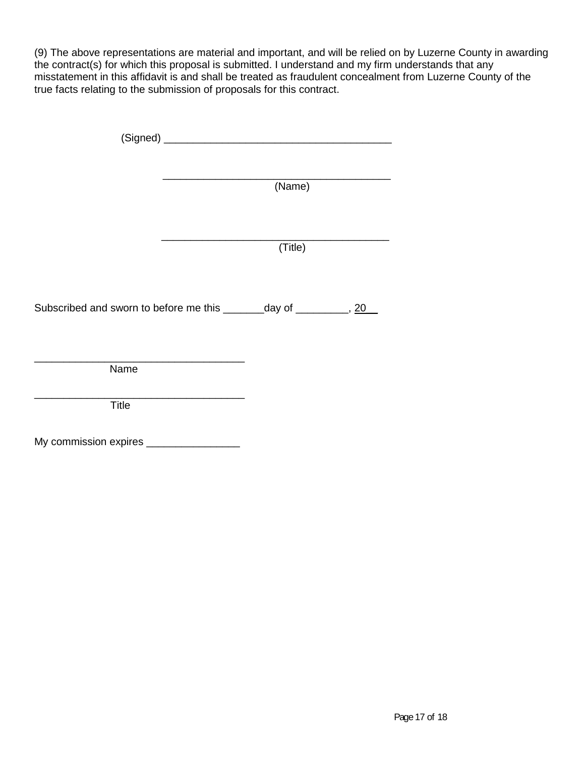(9) The above representations are material and important, and will be relied on by Luzerne County in awarding the contract(s) for which this proposal is submitted. I understand and my firm understands that any misstatement in this affidavit is and shall be treated as fraudulent concealment from Luzerne County of the true facts relating to the submission of proposals for this contract.

(Signed) ________________________________________

________________________________________
(Name)

________________________________________
(Title)

Subscribed and sworn to before me this _______day of _________, 20__

_____________________________________
Name

_____________________________________
Title

My commission expires ________________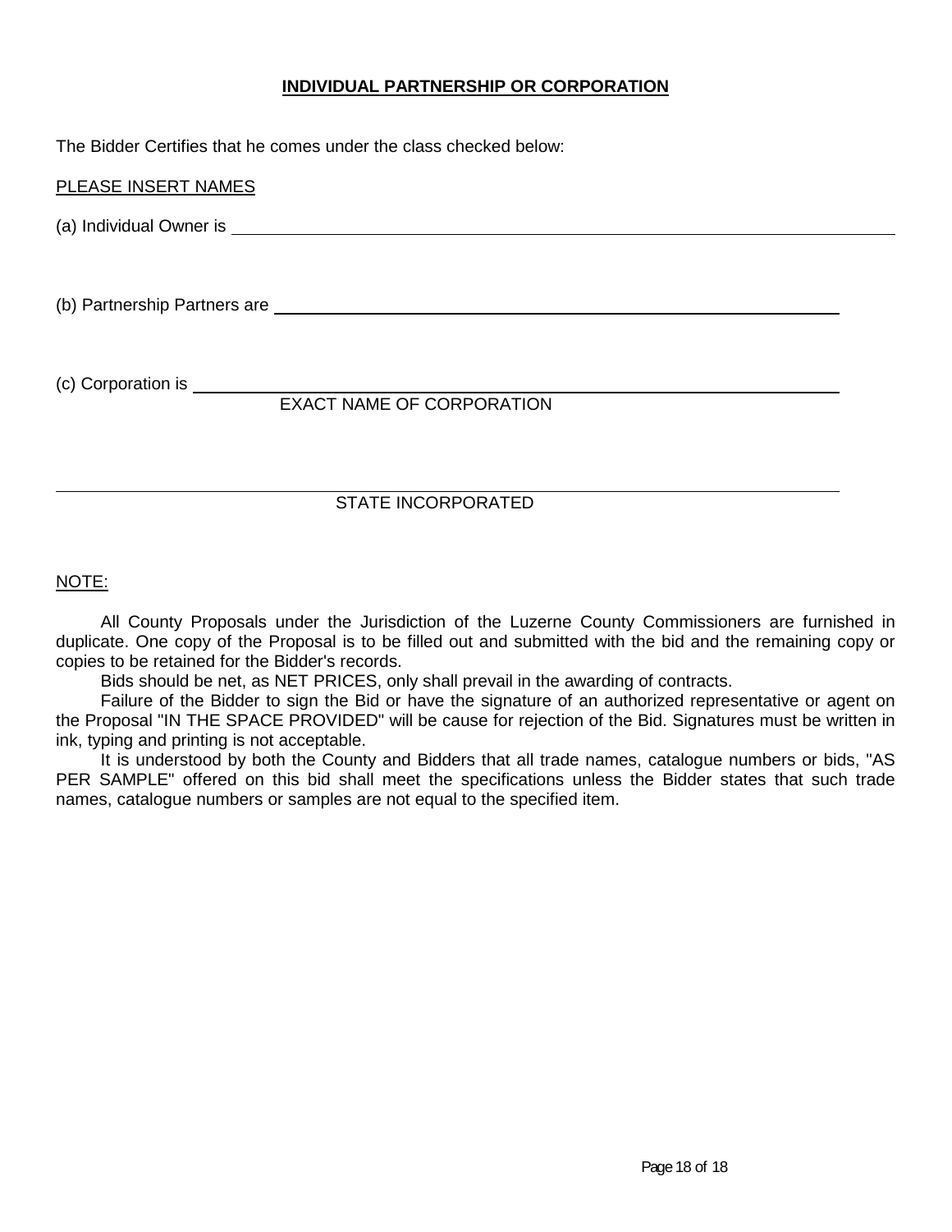## INDIVIDUAL PARTNERSHIP OR CORPORATION

The Bidder Certifies that he comes under the class checked below:

PLEASE INSERT NAMES

(a) Individual Owner is ______________________________________________

(b) Partnership Partners are ______________________________________________

(c) Corporation is ______________________________________________

EXACT NAME OF CORPORATION

______________________________________________

STATE INCORPORATED

NOTE:

All County Proposals under the Jurisdiction of the Luzerne County Commissioners are furnished in duplicate. One copy of the Proposal is to be filled out and submitted with the bid and the remaining copy or copies to be retained for the Bidder's records.

Bids should be net, as NET PRICES, only shall prevail in the awarding of contracts.

Failure of the Bidder to sign the Bid or have the signature of an authorized representative or agent on the Proposal "IN THE SPACE PROVIDED" will be cause for rejection of the Bid. Signatures must be written in ink, typing and printing is not acceptable.

It is understood by both the County and Bidders that all trade names, catalogue numbers or bids, "AS PER SAMPLE" offered on this bid shall meet the specifications unless the Bidder states that such trade names, catalogue numbers or samples are not equal to the specified item.